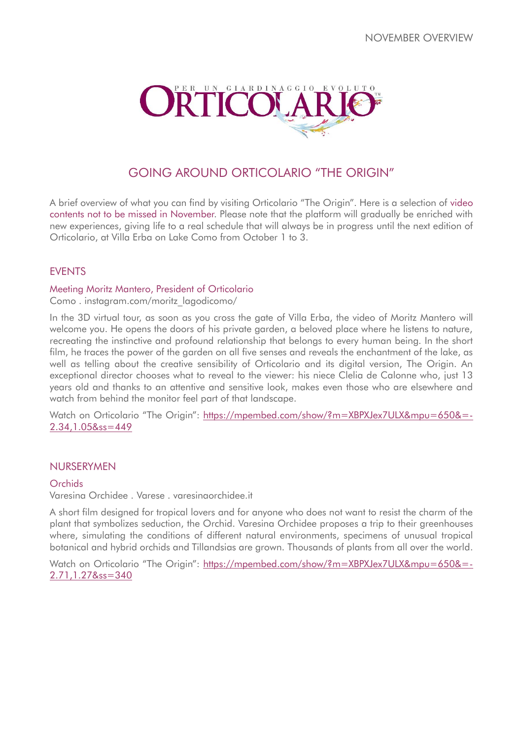NOVEMBER OVERVIEW

# GOING AROUND ORTICOLARIO "THE ORIGIN"

A brief overview of what you can find by visiting Orticolario "The Origin". Here is a selection of video contents not to be missed in November. Please note that the platform will gradually be enriched with new experiences, giving life to a real schedule that will always be in progress until the next edition of Orticolario, at Villa Erba on Lake Como from October 1 to 3.

## EVENTS

### Meeting Moritz Mantero, President of Orticolario

Como . instagram.com/moritz_lagodicomo/

In the 3D virtual tour, as soon as you cross the gate of Villa Erba, the video of Moritz Mantero will welcome you. He opens the doors of his private garden, a beloved place where he listens to nature, recreating the instinctive and profound relationship that belongs to every human being. In the short film, he traces the power of the garden on all five senses and reveals the enchantment of the lake, as well as telling about the creative sensibility of Orticolario and its digital version, The Origin. An exceptional director chooses what to reveal to the viewer: his niece Clelia de Calonne who, just 13 years old and thanks to an attentive and sensitive look, makes even those who are elsewhere and watch from behind the monitor feel part of that landscape.

Watch on Orticolario "The Origin": https://mpembed.com/show/?m=XBPXJex7ULX&mpu=650&=-2.34,1.05&ss=449

## NURSERYMEN

### Orchids

Varesina Orchidee . Varese . varesinaorchidee.it

A short film designed for tropical lovers and for anyone who does not want to resist the charm of the plant that symbolizes seduction, the Orchid. Varesina Orchidee proposes a trip to their greenhouses where, simulating the conditions of different natural environments, specimens of unusual tropical botanical and hybrid orchids and Tillandsias are grown. Thousands of plants from all over the world.

Watch on Orticolario "The Origin": https://mpembed.com/show/?m=XBPXJex7ULX&mpu=650&=-2.71,1.27&ss=340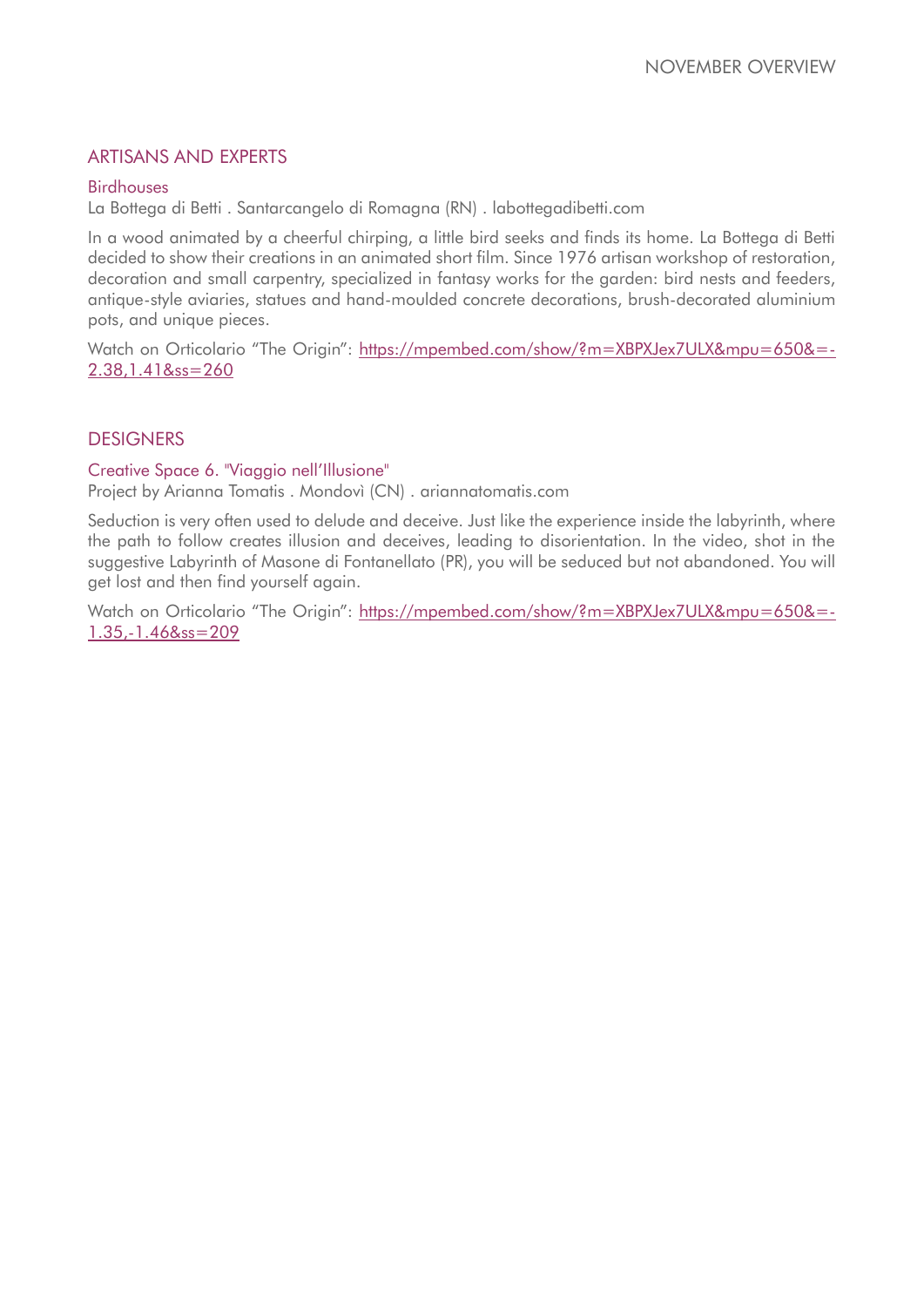## ARTISANS AND EXPERTS

### Birdhouses

La Bottega di Betti . Santarcangelo di Romagna (RN) . labottegadibetti.com

In a wood animated by a cheerful chirping, a little bird seeks and finds its home. La Bottega di Betti decided to show their creations in an animated short film. Since 1976 artisan workshop of restoration, decoration and small carpentry, specialized in fantasy works for the garden: bird nests and feeders, antique-style aviaries, statues and hand-moulded concrete decorations, brush-decorated aluminium pots, and unique pieces.

Watch on Orticolario "The Origin": https://mpembed.com/show/?m=XBPXJex7ULX&mpu=650&=-2.38,1.41&ss=260

## DESIGNERS

### Creative Space 6. "Viaggio nell'Illusione"

Project by Arianna Tomatis . Mondovì (CN) . ariannatomatis.com

Seduction is very often used to delude and deceive. Just like the experience inside the labyrinth, where the path to follow creates illusion and deceives, leading to disorientation. In the video, shot in the suggestive Labyrinth of Masone di Fontanellato (PR), you will be seduced but not abandoned. You will get lost and then find yourself again.

Watch on Orticolario "The Origin": https://mpembed.com/show/?m=XBPXJex7ULX&mpu=650&=-1.35,-1.46&ss=209